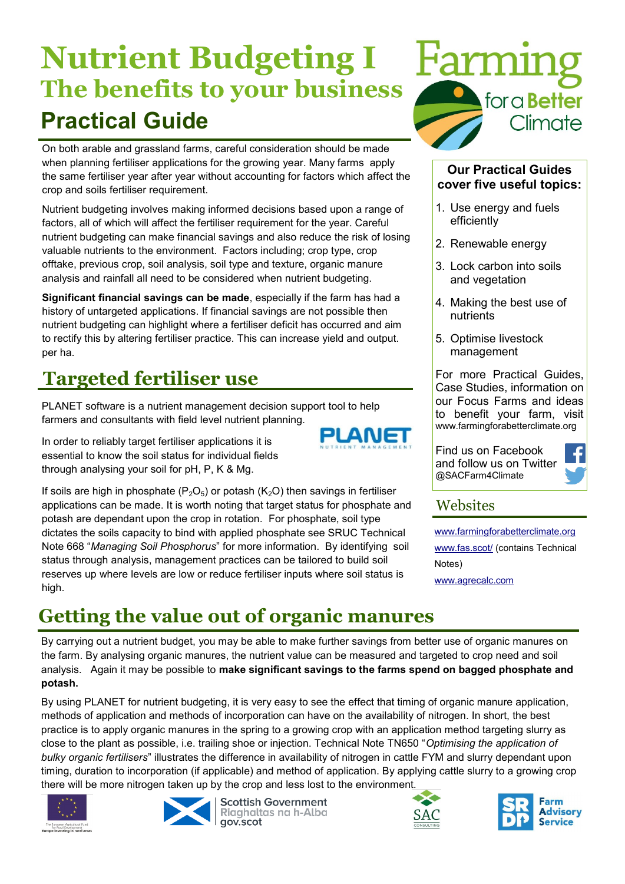# Nutrient Budgeting I
## The benefits to your business
## Practical Guide

On both arable and grassland farms, careful consideration should be made when planning fertiliser applications for the growing year. Many farms apply the same fertiliser year after year without accounting for factors which affect the crop and soils fertiliser requirement.

Nutrient budgeting involves making informed decisions based upon a range of factors, all of which will affect the fertiliser requirement for the year. Careful nutrient budgeting can make financial savings and also reduce the risk of losing valuable nutrients to the environment. Factors including; crop type, crop offtake, previous crop, soil analysis, soil type and texture, organic manure analysis and rainfall all need to be considered when nutrient budgeting.

**Significant financial savings can be made**, especially if the farm has had a history of untargeted applications. If financial savings are not possible then nutrient budgeting can highlight where a fertiliser deficit has occurred and aim to rectify this by altering fertiliser practice. This can increase yield and output. per ha.

## Targeted fertiliser use

PLANET software is a nutrient management decision support tool to help farmers and consultants with field level nutrient planning.

In order to reliably target fertiliser applications it is essential to know the soil status for individual fields through analysing your soil for pH, P, K & Mg.

If soils are high in phosphate ($P_2O_5$) or potash ($K_2O$) then savings in fertiliser applications can be made. It is worth noting that target status for phosphate and potash are dependant upon the crop in rotation. For phosphate, soil type dictates the soils capacity to bind with applied phosphate see SRUC Technical Note 668 "*Managing Soil Phosphorus*" for more information. By identifying soil status through analysis, management practices can be tailored to build soil reserves up where levels are low or reduce fertiliser inputs where soil status is high.

## Getting the value out of organic manures

By carrying out a nutrient budget, you may be able to make further savings from better use of organic manures on the farm. By analysing organic manures, the nutrient value can be measured and targeted to crop need and soil analysis. Again it may be possible to **make significant savings to the farms spend on bagged phosphate and potash.**

By using PLANET for nutrient budgeting, it is very easy to see the effect that timing of organic manure application, methods of application and methods of incorporation can have on the availability of nitrogen. In short, the best practice is to apply organic manures in the spring to a growing crop with an application method targeting slurry as close to the plant as possible, i.e. trailing shoe or injection. Technical Note TN650 "*Optimising the application of bulky organic fertilisers*" illustrates the difference in availability of nitrogen in cattle FYM and slurry dependant upon timing, duration to incorporation (if applicable) and method of application. By applying cattle slurry to a growing crop there will be more nitrogen taken up by the crop and less lost to the environment.

### Our Practical Guides cover five useful topics:

1. Use energy and fuels efficiently
2. Renewable energy
3. Lock carbon into soils and vegetation
4. Making the best use of nutrients
5. Optimise livestock management

For more Practical Guides, Case Studies, information on our Focus Farms and ideas to benefit your farm, visit www.farmingforabetterclimate.org

Find us on Facebook and follow us on Twitter @SACFarm4Climate

### Websites

www.farmingforabetterclimate.org

www.fas.scot/ (contains Technical Notes)

www.agrecalc.com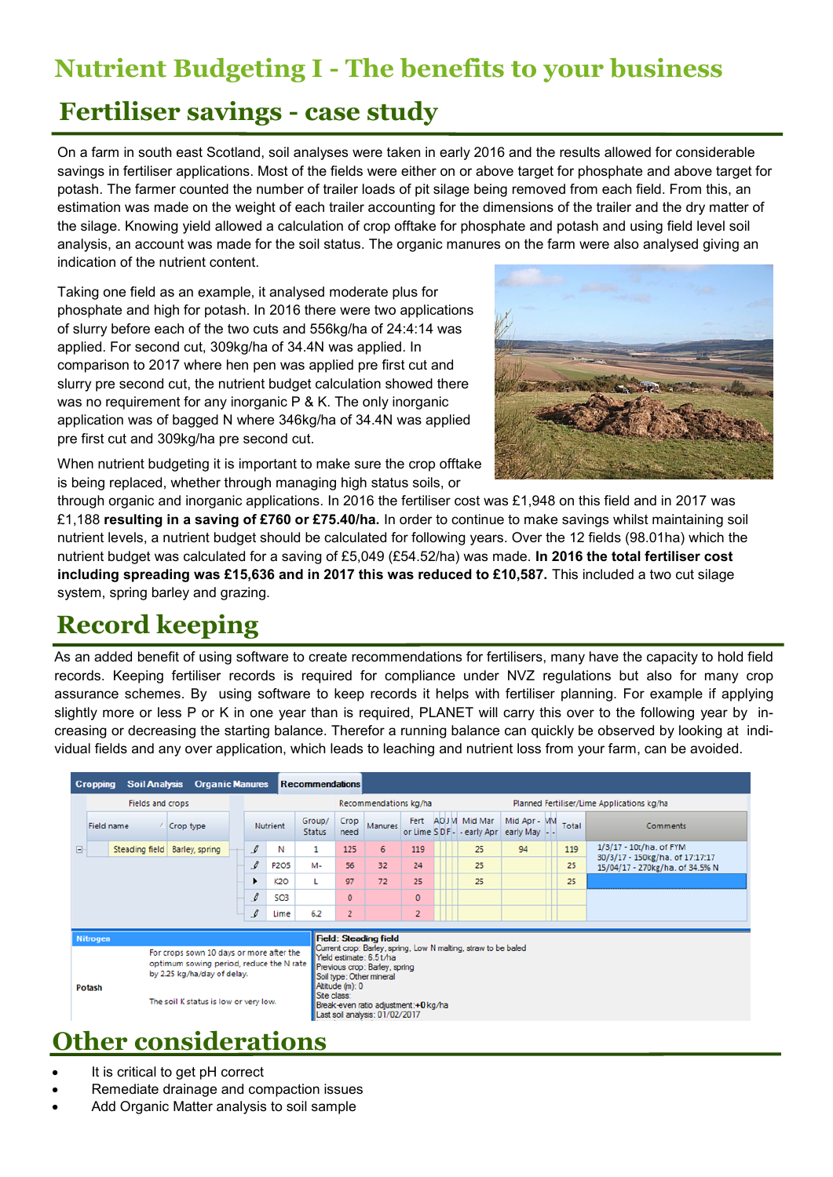# Nutrient Budgeting I - The benefits to your business

## Fertiliser savings - case study

On a farm in south east Scotland, soil analyses were taken in early 2016 and the results allowed for considerable savings in fertiliser applications. Most of the fields were either on or above target for phosphate and above target for potash. The farmer counted the number of trailer loads of pit silage being removed from each field. From this, an estimation was made on the weight of each trailer accounting for the dimensions of the trailer and the dry matter of the silage. Knowing yield allowed a calculation of crop offtake for phosphate and potash and using field level soil analysis, an account was made for the soil status. The organic manures on the farm were also analysed giving an indication of the nutrient content.

Taking one field as an example, it analysed moderate plus for phosphate and high for potash. In 2016 there were two applications of slurry before each of the two cuts and 556kg/ha of 24:4:14 was applied. For second cut, 309kg/ha of 34.4N was applied. In comparison to 2017 where hen pen was applied pre first cut and slurry pre second cut, the nutrient budget calculation showed there was no requirement for any inorganic P & K. The only inorganic application was of bagged N where 346kg/ha of 34.4N was applied pre first cut and 309kg/ha pre second cut.

When nutrient budgeting it is important to make sure the crop offtake is being replaced, whether through managing high status soils, or through organic and inorganic applications. In 2016 the fertiliser cost was £1,948 on this field and in 2017 was £1,188 **resulting in a saving of £760 or £75.40/ha.** In order to continue to make savings whilst maintaining soil nutrient levels, a nutrient budget should be calculated for following years. Over the 12 fields (98.01ha) which the nutrient budget was calculated for a saving of £5,049 (£54.52/ha) was made. **In 2016 the total fertiliser cost including spreading was £15,636 and in 2017 this was reduced to £10,587.** This included a two cut silage system, spring barley and grazing.

## Record keeping

As an added benefit of using software to create recommendations for fertilisers, many have the capacity to hold field records. Keeping fertiliser records is required for compliance under NVZ regulations but also for many crop assurance schemes. By using software to keep records it helps with fertiliser planning. For example if applying slightly more or less P or K in one year than is required, PLANET will carry this over to the following year by increasing or decreasing the starting balance. Therefor a running balance can quickly be observed by looking at individual fields and any over application, which leads to leaching and nutrient loss from your farm, can be avoided.

Cropping | Soil Analysis | Organic Manures | Recommendations

| Field name | Crop type | Nutrient | Group/ Status | Crop need | Manures | Fert or Lime | Mid Mar - early Apr | Mid Apr - early May | Total | Comments |
|---|---|---|---|---|---|---|---|---|---|---|
| Steading field | Barley, spring | N | 1 | 125 | 6 | 119 | 25 | 94 | 119 | 1/3/17 - 10t/ha. of FYM; 30/3/17 - 150kg/ha. of 17:17:17; 15/04/17 - 270kg/ha. of 34.5% N |
| | | P2O5 | M- | 56 | 32 | 24 | 25 | | 25 | |
| | | K2O | L | 97 | 72 | 25 | 25 | | 25 | |
| | | SO3 | | 0 | | 0 | | | | |
| | | Lime | 6.2 | 2 | | 2 | | | | |

Nitrogen: For crops sown 10 days or more after the optimum sowing period, reduce the N rate by 2.25 kg/ha/day of delay.

Potash: The soil K status is low or very low.

Field: Steading field
Current crop: Barley, spring, Low N malting, straw to be baled
Yield estimate: 6.5 t/ha
Previous crop: Barley, spring
Soil type: Other mineral
Altitude (m): 0
Site class:
Break-even ratio adjustment: +0 kg/ha
Last soil analysis: 01/02/2017

## Other considerations

- It is critical to get pH correct
- Remediate drainage and compaction issues
- Add Organic Matter analysis to soil sample